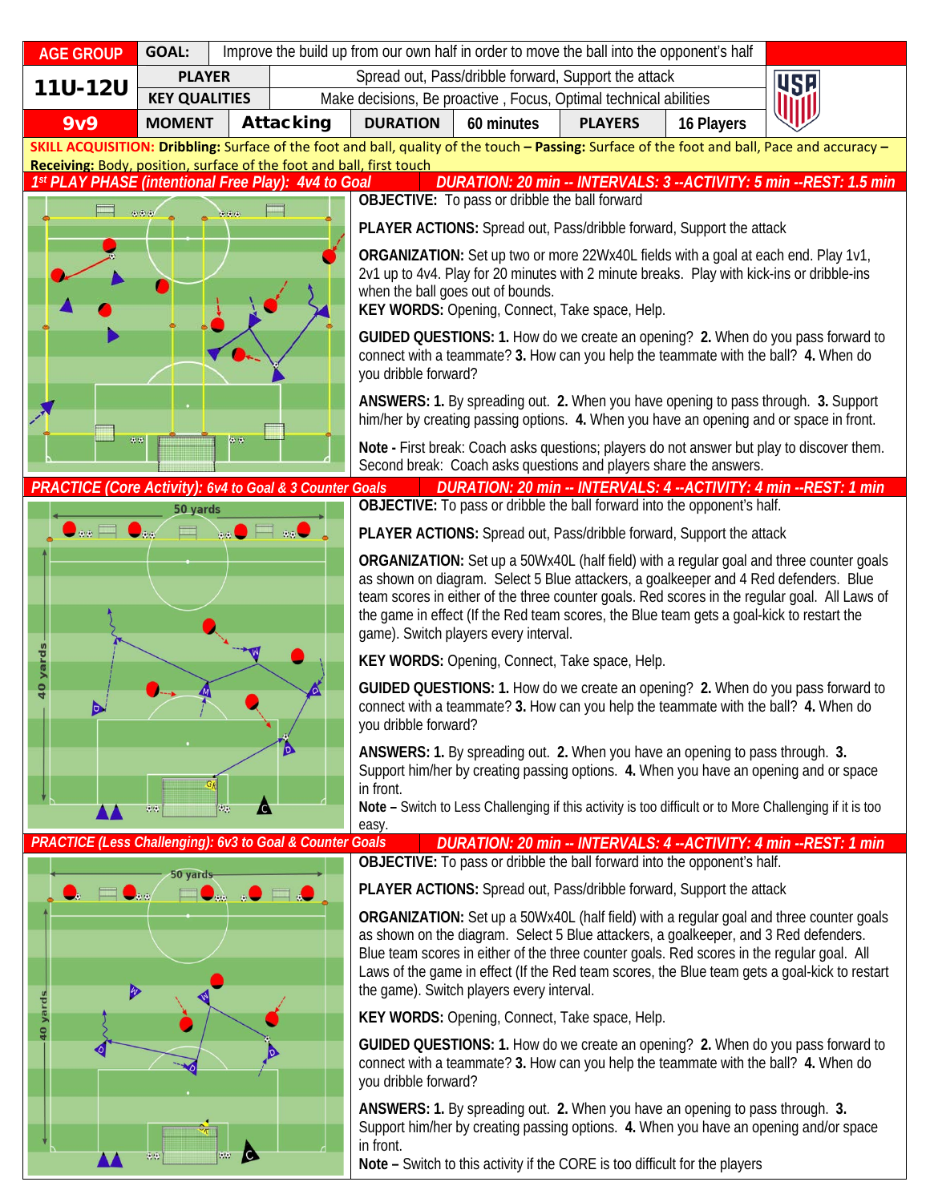| AGE GROUP | GOAL: | Improve the build up from our own half in order to move the ball into the opponent's half | | | |
|---|---|---|---|---|---|
| **11U-12U** | PLAYER | Spread out, Pass/dribble forward, Support the attack | | | |
| | KEY QUALITIES | Make decisions, Be proactive , Focus, Optimal technical abilities | | | |
| **9v9** | MOMENT | **Attacking** | DURATION | 60 minutes | PLAYERS: 16 Players |

**SKILL ACQUISITION: Dribbling:** Surface of the foot and ball, quality of the touch – **Passing:** Surface of the foot and ball, Pace and accuracy – **Receiving:** Body, position, surface of the foot and ball, first touch

## 1st PLAY PHASE (intentional Free Play): 4v4 to Goal

**DURATION: 20 min -- INTERVALS: 3 --ACTIVITY: 5 min --REST: 1.5 min**

**OBJECTIVE:** To pass or dribble the ball forward

**PLAYER ACTIONS:** Spread out, Pass/dribble forward, Support the attack

**ORGANIZATION:** Set up two or more 22Wx40L fields with a goal at each end. Play 1v1, 2v1 up to 4v4. Play for 20 minutes with 2 minute breaks. Play with kick-ins or dribble-ins when the ball goes out of bounds.

**KEY WORDS:** Opening, Connect, Take space, Help.

**GUIDED QUESTIONS: 1.** How do we create an opening? **2.** When do you pass forward to connect with a teammate? **3.** How can you help the teammate with the ball? **4.** When do you dribble forward?

**ANSWERS: 1.** By spreading out. **2.** When you have opening to pass through. **3.** Support him/her by creating passing options. **4.** When you have an opening and or space in front.

**Note -** First break: Coach asks questions; players do not answer but play to discover them. Second break: Coach asks questions and players share the answers.

## PRACTICE (Core Activity): 6v4 to Goal & 3 Counter Goals

**DURATION: 20 min -- INTERVALS: 4 --ACTIVITY: 4 min --REST: 1 min**

50 yards / 40 yards

**OBJECTIVE:** To pass or dribble the ball forward into the opponent's half.

**PLAYER ACTIONS:** Spread out, Pass/dribble forward, Support the attack

**ORGANIZATION:** Set up a 50Wx40L (half field) with a regular goal and three counter goals as shown on diagram. Select 5 Blue attackers, a goalkeeper and 4 Red defenders. Blue team scores in either of the three counter goals. Red scores in the regular goal. All Laws of the game in effect (If the Red team scores, the Blue team gets a goal-kick to restart the game). Switch players every interval.

**KEY WORDS:** Opening, Connect, Take space, Help.

**GUIDED QUESTIONS: 1.** How do we create an opening? **2.** When do you pass forward to connect with a teammate? **3.** How can you help the teammate with the ball? **4.** When do you dribble forward?

**ANSWERS: 1.** By spreading out. **2.** When you have an opening to pass through. **3.** Support him/her by creating passing options. **4.** When you have an opening and or space in front.

**Note –** Switch to Less Challenging if this activity is too difficult or to More Challenging if it is too easy.

## PRACTICE (Less Challenging): 6v3 to Goal & Counter Goals

**DURATION: 20 min -- INTERVALS: 4 --ACTIVITY: 4 min --REST: 1 min**

50 yards / 40 yards

**OBJECTIVE:** To pass or dribble the ball forward into the opponent's half.

**PLAYER ACTIONS:** Spread out, Pass/dribble forward, Support the attack

**ORGANIZATION:** Set up a 50Wx40L (half field) with a regular goal and three counter goals as shown on the diagram. Select 5 Blue attackers, a goalkeeper, and 3 Red defenders. Blue team scores in either of the three counter goals. Red scores in the regular goal. All Laws of the game in effect (If the Red team scores, the Blue team gets a goal-kick to restart the game). Switch players every interval.

**KEY WORDS:** Opening, Connect, Take space, Help.

**GUIDED QUESTIONS: 1.** How do we create an opening? **2.** When do you pass forward to connect with a teammate? **3.** How can you help the teammate with the ball? **4.** When do you dribble forward?

**ANSWERS: 1.** By spreading out. **2.** When you have an opening to pass through. **3.** Support him/her by creating passing options. **4.** When you have an opening and/or space in front.

**Note –** Switch to this activity if the CORE is too difficult for the players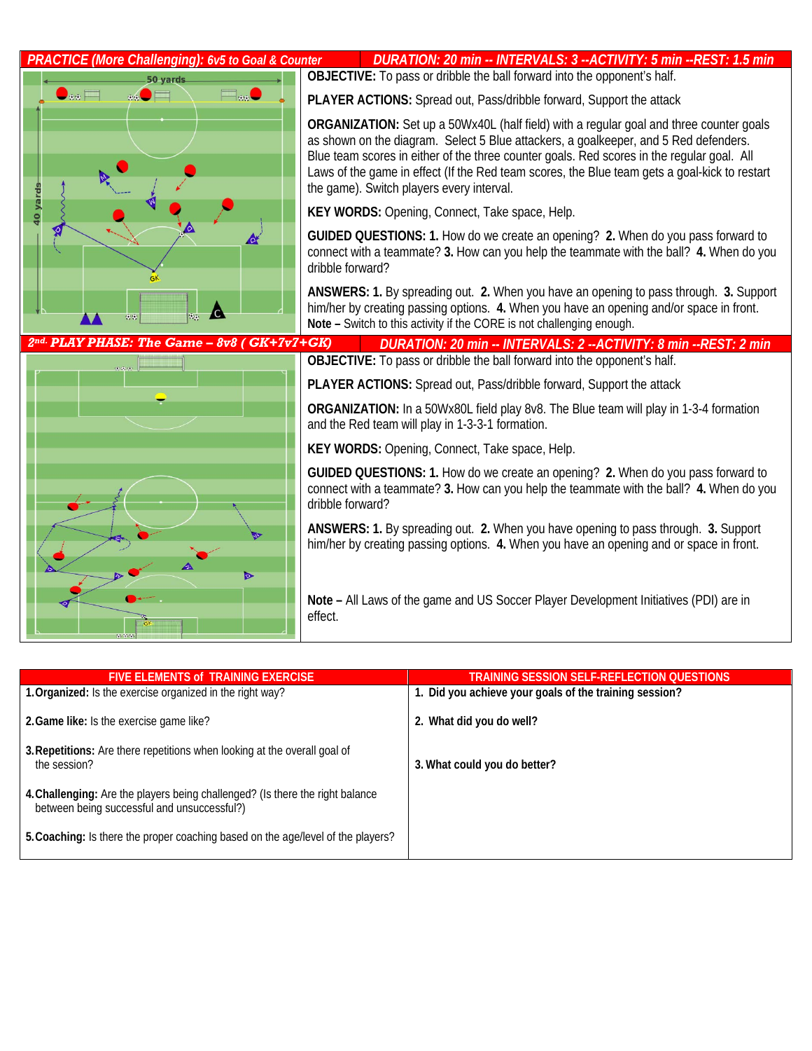## PRACTICE (More Challenging): 6v5 to Goal & Counter

**DURATION: 20 min -- INTERVALS: 3 --ACTIVITY: 5 min --REST: 1.5 min**

50 yards

40 yards

**OBJECTIVE:** To pass or dribble the ball forward into the opponent's half.

**PLAYER ACTIONS:** Spread out, Pass/dribble forward, Support the attack

**ORGANIZATION:** Set up a 50Wx40L (half field) with a regular goal and three counter goals as shown on the diagram. Select 5 Blue attackers, a goalkeeper, and 5 Red defenders. Blue team scores in either of the three counter goals. Red scores in the regular goal. All Laws of the game in effect (If the Red team scores, the Blue team gets a goal-kick to restart the game). Switch players every interval.

**KEY WORDS:** Opening, Connect, Take space, Help.

**GUIDED QUESTIONS: 1.** How do we create an opening? **2.** When do you pass forward to connect with a teammate? **3.** How can you help the teammate with the ball? **4.** When do you dribble forward?

**ANSWERS: 1.** By spreading out. **2.** When you have an opening to pass through. **3.** Support him/her by creating passing options. **4.** When you have an opening and/or space in front.

**Note –** Switch to this activity if the CORE is not challenging enough.

## 2nd. PLAY PHASE: The Game – 8v8 ( GK+7v7+GK)

**DURATION: 20 min -- INTERVALS: 2 --ACTIVITY: 8 min --REST: 2 min**

**OBJECTIVE:** To pass or dribble the ball forward into the opponent's half.

**PLAYER ACTIONS:** Spread out, Pass/dribble forward, Support the attack

**ORGANIZATION:** In a 50Wx80L field play 8v8. The Blue team will play in 1-3-4 formation and the Red team will play in 1-3-3-1 formation.

**KEY WORDS:** Opening, Connect, Take space, Help.

**GUIDED QUESTIONS: 1.** How do we create an opening? **2.** When do you pass forward to connect with a teammate? **3.** How can you help the teammate with the ball? **4.** When do you dribble forward?

**ANSWERS: 1.** By spreading out. **2.** When you have opening to pass through. **3.** Support him/her by creating passing options. **4.** When you have an opening and or space in front.

**Note –** All Laws of the game and US Soccer Player Development Initiatives (PDI) are in effect.

| FIVE ELEMENTS of TRAINING EXERCISE | TRAINING SESSION SELF-REFLECTION QUESTIONS |
|---|---|
| **1. Organized:** Is the exercise organized in the right way? | **1. Did you achieve your goals of the training session?** |
| **2. Game like:** Is the exercise game like? | **2. What did you do well?** |
| **3. Repetitions:** Are there repetitions when looking at the overall goal of the session? | **3. What could you do better?** |
| **4. Challenging:** Are the players being challenged? (Is there the right balance between being successful and unsuccessful?) | |
| **5. Coaching:** Is there the proper coaching based on the age/level of the players? | |